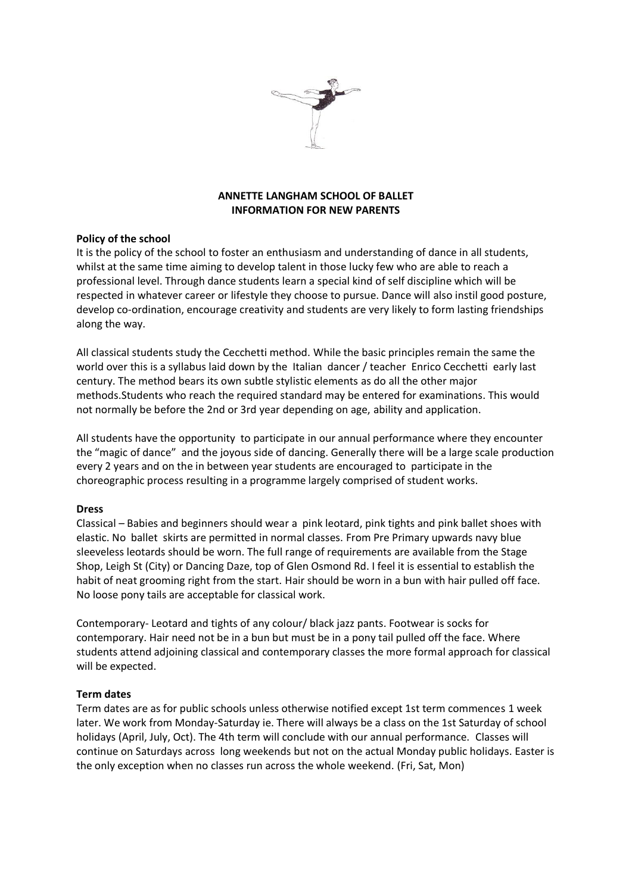## ANNETTE LANGHAM SCHOOL OF BALLET
## INFORMATION FOR NEW PARENTS

### Policy of the school

It is the policy of the school to foster an enthusiasm and understanding of dance in all students, whilst at the same time aiming to develop talent in those lucky few who are able to reach a professional level. Through dance students learn a special kind of self discipline which will be respected in whatever career or lifestyle they choose to pursue. Dance will also instil good posture, develop co-ordination, encourage creativity and students are very likely to form lasting friendships along the way.

All classical students study the Cecchetti method. While the basic principles remain the same the world over this is a syllabus laid down by the Italian dancer / teacher Enrico Cecchetti early last century. The method bears its own subtle stylistic elements as do all the other major methods.Students who reach the required standard may be entered for examinations. This would not normally be before the 2nd or 3rd year depending on age, ability and application.

All students have the opportunity to participate in our annual performance where they encounter the "magic of dance" and the joyous side of dancing. Generally there will be a large scale production every 2 years and on the in between year students are encouraged to participate in the choreographic process resulting in a programme largely comprised of student works.

### Dress

Classical – Babies and beginners should wear a pink leotard, pink tights and pink ballet shoes with elastic. No ballet skirts are permitted in normal classes. From Pre Primary upwards navy blue sleeveless leotards should be worn. The full range of requirements are available from the Stage Shop, Leigh St (City) or Dancing Daze, top of Glen Osmond Rd. I feel it is essential to establish the habit of neat grooming right from the start. Hair should be worn in a bun with hair pulled off face. No loose pony tails are acceptable for classical work.

Contemporary- Leotard and tights of any colour/ black jazz pants. Footwear is socks for contemporary. Hair need not be in a bun but must be in a pony tail pulled off the face. Where students attend adjoining classical and contemporary classes the more formal approach for classical will be expected.

### Term dates

Term dates are as for public schools unless otherwise notified except 1st term commences 1 week later. We work from Monday-Saturday ie. There will always be a class on the 1st Saturday of school holidays (April, July, Oct). The 4th term will conclude with our annual performance. Classes will continue on Saturdays across long weekends but not on the actual Monday public holidays. Easter is the only exception when no classes run across the whole weekend. (Fri, Sat, Mon)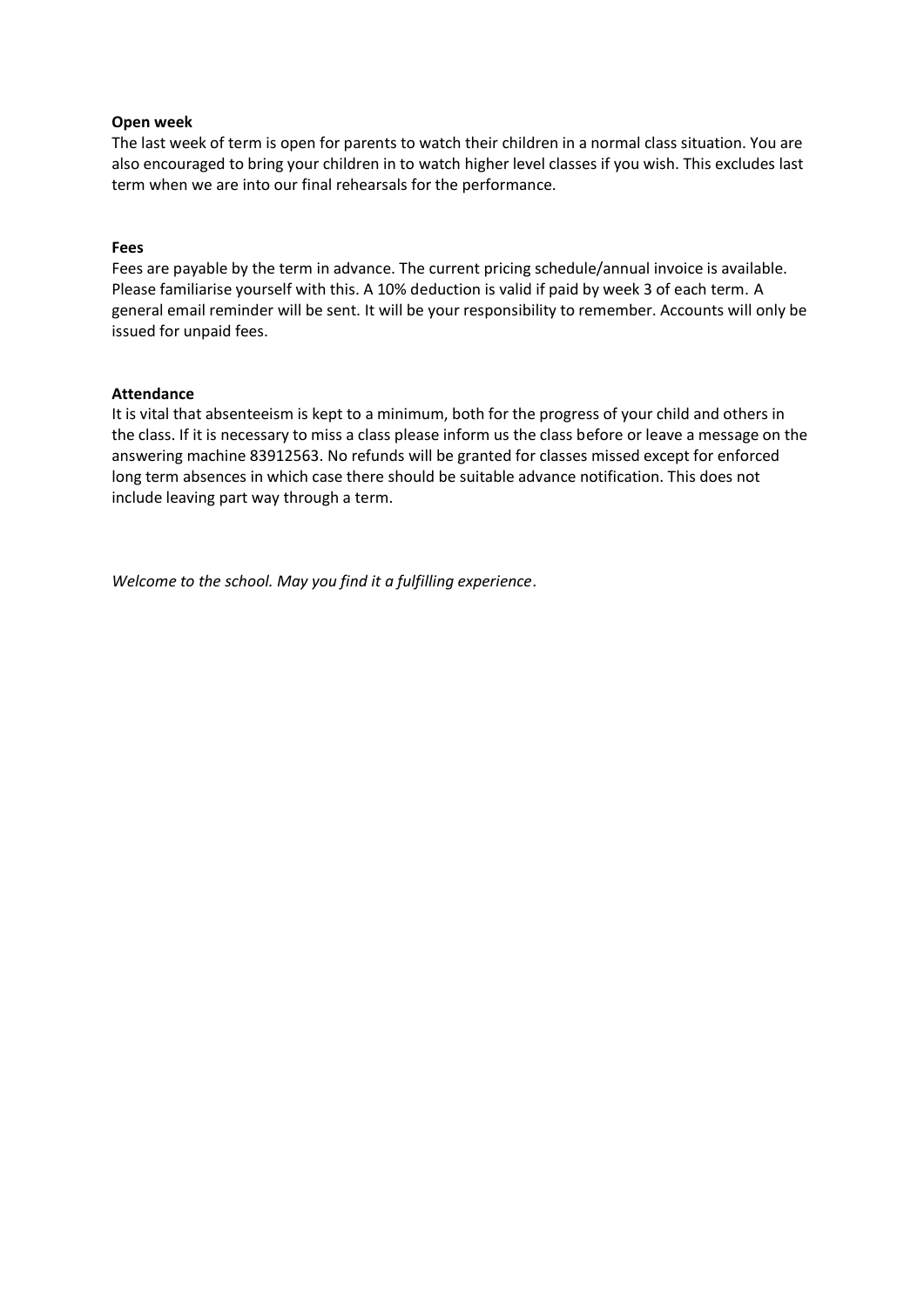**Open week**

The last week of term is open for parents to watch their children in a normal class situation. You are also encouraged to bring your children in to watch higher level classes if you wish. This excludes last term when we are into our final rehearsals for the performance.

**Fees**

Fees are payable by the term in advance. The current pricing schedule/annual invoice is available. Please familiarise yourself with this. A 10% deduction is valid if paid by week 3 of each term. A general email reminder will be sent. It will be your responsibility to remember. Accounts will only be issued for unpaid fees.

**Attendance**

It is vital that absenteeism is kept to a minimum, both for the progress of your child and others in the class. If it is necessary to miss a class please inform us the class before or leave a message on the answering machine 83912563. No refunds will be granted for classes missed except for enforced long term absences in which case there should be suitable advance notification. This does not include leaving part way through a term.

*Welcome to the school. May you find it a fulfilling experience*.